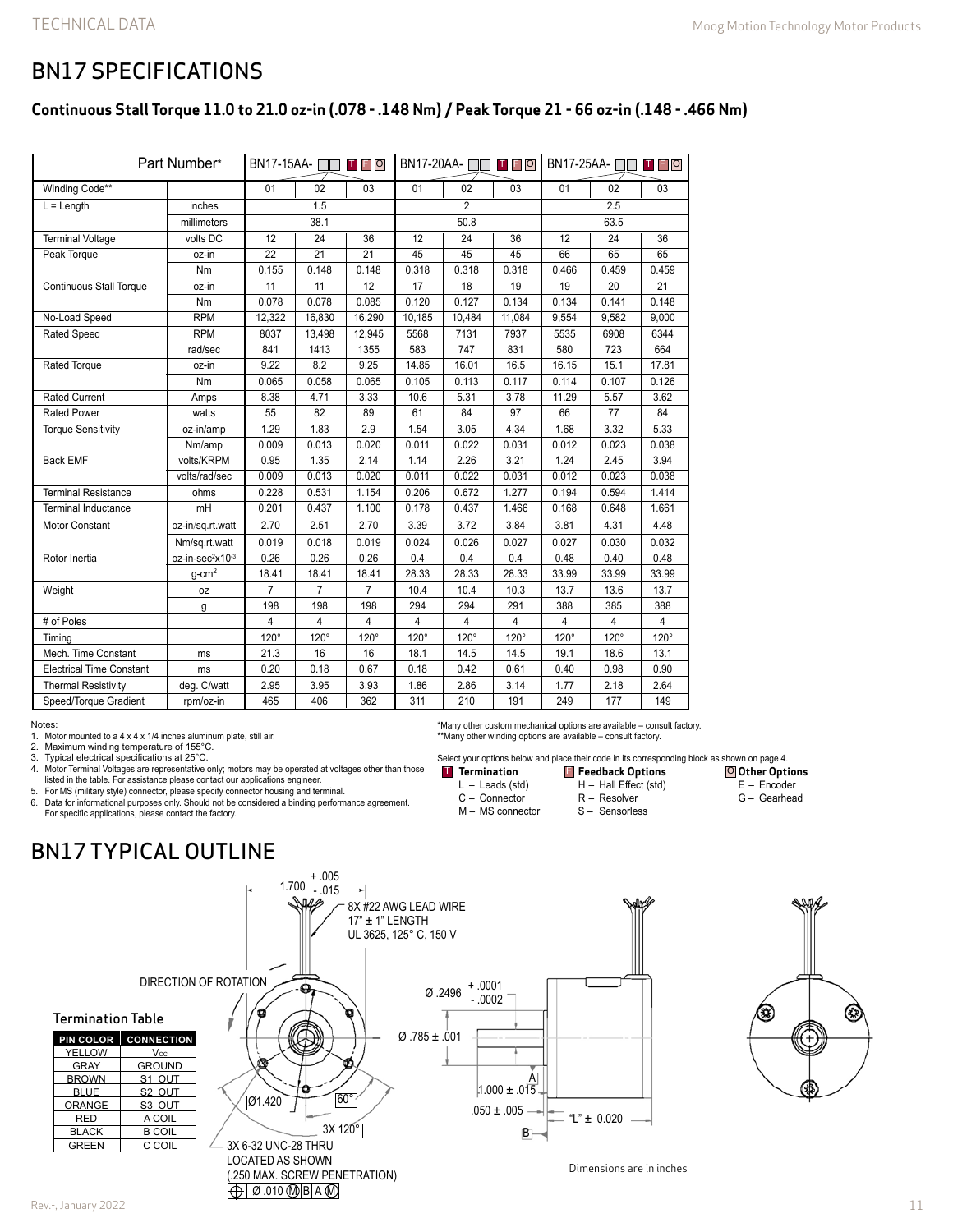# BN17 SPECIFICATIONS

## Continuous Stall Torque 11.0 to 21.0 oz-in (.078 - .148 Nm) / Peak Torque 21 - 66 oz-in (.148 - .466 Nm)

| Part Number* | | BN17-15AA- T F O | | | BN17-20AA- T F O | | | BN17-25AA- T F O | | |
|---|---|---|---|---|---|---|---|---|---|---|
| Winding Code** | | 01 | 02 | 03 | 01 | 02 | 03 | 01 | 02 | 03 |
| L = Length | inches | 1.5 | | | 2 | | | 2.5 | | |
| | millimeters | 38.1 | | | 50.8 | | | 63.5 | | |
| Terminal Voltage | volts DC | 12 | 24 | 36 | 12 | 24 | 36 | 12 | 24 | 36 |
| Peak Torque | oz-in | 22 | 21 | 21 | 45 | 45 | 45 | 66 | 65 | 65 |
| | Nm | 0.155 | 0.148 | 0.148 | 0.318 | 0.318 | 0.318 | 0.466 | 0.459 | 0.459 |
| Continuous Stall Torque | oz-in | 11 | 11 | 12 | 17 | 18 | 19 | 19 | 20 | 21 |
| | Nm | 0.078 | 0.078 | 0.085 | 0.120 | 0.127 | 0.134 | 0.134 | 0.141 | 0.148 |
| No-Load Speed | RPM | 12,322 | 16,830 | 16,290 | 10,185 | 10,484 | 11,084 | 9,554 | 9,582 | 9,000 |
| Rated Speed | RPM | 8037 | 13,498 | 12,945 | 5568 | 7131 | 7937 | 5535 | 6908 | 6344 |
| | rad/sec | 841 | 1413 | 1355 | 583 | 747 | 831 | 580 | 723 | 664 |
| Rated Torque | oz-in | 9.22 | 8.2 | 9.25 | 14.85 | 16.01 | 16.5 | 16.15 | 15.1 | 17.81 |
| | Nm | 0.065 | 0.058 | 0.065 | 0.105 | 0.113 | 0.117 | 0.114 | 0.107 | 0.126 |
| Rated Current | Amps | 8.38 | 4.71 | 3.33 | 10.6 | 5.31 | 3.78 | 11.29 | 5.57 | 3.62 |
| Rated Power | watts | 55 | 82 | 89 | 61 | 84 | 97 | 66 | 77 | 84 |
| Torque Sensitivity | oz-in/amp | 1.29 | 1.83 | 2.9 | 1.54 | 3.05 | 4.34 | 1.68 | 3.32 | 5.33 |
| | Nm/amp | 0.009 | 0.013 | 0.020 | 0.011 | 0.022 | 0.031 | 0.012 | 0.023 | 0.038 |
| Back EMF | volts/KRPM | 0.95 | 1.35 | 2.14 | 1.14 | 2.26 | 3.21 | 1.24 | 2.45 | 3.94 |
| | volts/rad/sec | 0.009 | 0.013 | 0.020 | 0.011 | 0.022 | 0.031 | 0.012 | 0.023 | 0.038 |
| Terminal Resistance | ohms | 0.228 | 0.531 | 1.154 | 0.206 | 0.672 | 1.277 | 0.194 | 0.594 | 1.414 |
| Terminal Inductance | mH | 0.201 | 0.437 | 1.100 | 0.178 | 0.437 | 1.466 | 0.168 | 0.648 | 1.661 |
| Motor Constant | oz-in/sq.rt.watt | 2.70 | 2.51 | 2.70 | 3.39 | 3.72 | 3.84 | 3.81 | 4.31 | 4.48 |
| | Nm/sq.rt.watt | 0.019 | 0.018 | 0.019 | 0.024 | 0.026 | 0.027 | 0.027 | 0.030 | 0.032 |
| Rotor Inertia | oz-in-sec²x10⁻³ | 0.26 | 0.26 | 0.26 | 0.4 | 0.4 | 0.4 | 0.48 | 0.40 | 0.48 |
| | g-cm² | 18.41 | 18.41 | 18.41 | 28.33 | 28.33 | 28.33 | 33.99 | 33.99 | 33.99 |
| Weight | oz | 7 | 7 | 7 | 10.4 | 10.4 | 10.3 | 13.7 | 13.6 | 13.7 |
| | g | 198 | 198 | 198 | 294 | 294 | 291 | 388 | 385 | 388 |
| # of Poles | | 4 | 4 | 4 | 4 | 4 | 4 | 4 | 4 | 4 |
| Timing | | 120° | 120° | 120° | 120° | 120° | 120° | 120° | 120° | 120° |
| Mech. Time Constant | ms | 21.3 | 16 | 16 | 18.1 | 14.5 | 14.5 | 19.1 | 18.6 | 13.1 |
| Electrical Time Constant | ms | 0.20 | 0.18 | 0.67 | 0.18 | 0.42 | 0.61 | 0.40 | 0.98 | 0.90 |
| Thermal Resistivity | deg. C/watt | 2.95 | 3.95 | 3.93 | 1.86 | 2.86 | 3.14 | 1.77 | 2.18 | 2.64 |
| Speed/Torque Gradient | rpm/oz-in | 465 | 406 | 362 | 311 | 210 | 191 | 249 | 177 | 149 |

Notes:
1. Motor mounted to a 4 x 4 x 1/4 inches aluminum plate, still air.
2. Maximum winding temperature of 155°C.
3. Typical electrical specifications at 25°C.
4. Motor Terminal Voltages are representative only; motors may be operated at voltages other than those listed in the table. For assistance please contact our applications engineer.
5. For MS (military style) connector, please specify connector housing and terminal.
6. Data for informational purposes only. Should not be considered a binding performance agreement. For specific applications, please contact the factory.

*Many other custom mechanical options are available – consult factory.
**Many other winding options are available – consult factory.

Select your options below and place their code in its corresponding block as shown on page 4.

**T Termination**
- L – Leads (std)
- C – Connector
- M – MS connector

**F Feedback Options**
- H – Hall Effect (std)
- R – Resolver
- S – Sensorless

**O Other Options**
- E – Encoder
- G – Gearhead

# BN17 TYPICAL OUTLINE

### Termination Table

| PIN COLOR | CONNECTION |
|---|---|
| YELLOW | $V_{cc}$ |
| GRAY | GROUND |
| BROWN | S1 OUT |
| BLUE | S2 OUT |
| ORANGE | S3 OUT |
| RED | A COIL |
| BLACK | B COIL |
| GREEN | C COIL |

1.700 +.005 / -.015

8X #22 AWG LEAD WIRE 17" ± 1" LENGTH UL 3625, 125° C, 150 V

DIRECTION OF ROTATION

Ø1.420

60°

3X 120°

3X 6-32 UNC-28 THRU LOCATED AS SHOWN (.250 MAX. SCREW PENETRATION)

⌖ Ø .010 Ⓜ B A Ⓜ

Ø .2496 +.0001 / -.0002

Ø .785 ± .001

1.000 ± .015

A

.050 ± .005

"L" ± 0.020

B

Dimensions are in inches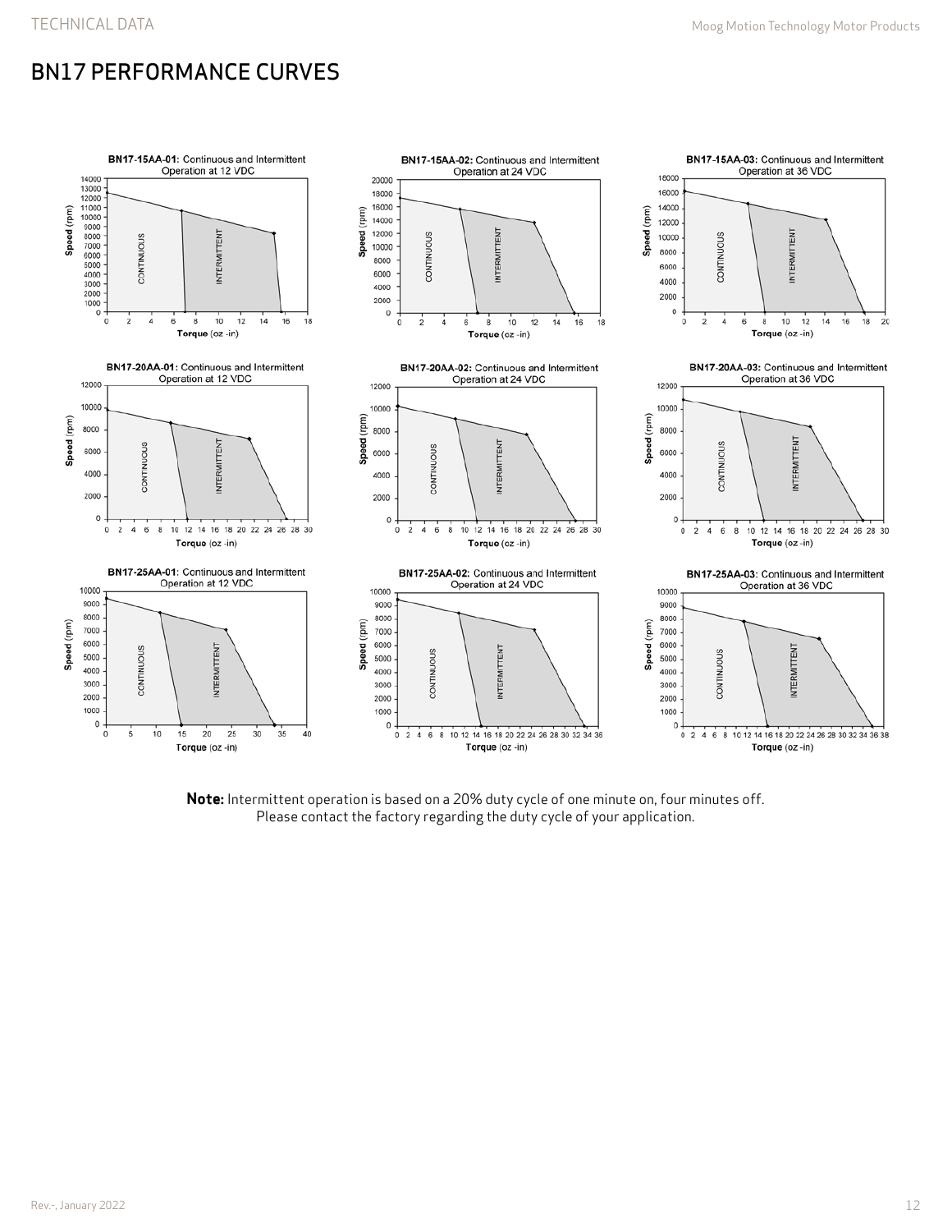# BN17 PERFORMANCE CURVES

**BN17-15AA-01:** Continuous and Intermittent Operation at 12 VDC

**BN17-15AA-02:** Continuous and Intermittent Operation at 24 VDC

**BN17-15AA-03:** Continuous and Intermittent Operation at 36 VDC

**BN17-20AA-01:** Continuous and Intermittent Operation at 12 VDC

**BN17-20AA-02:** Continuous and Intermittent Operation at 24 VDC

**BN17-20AA-03:** Continuous and Intermittent Operation at 36 VDC

**BN17-25AA-01:** Continuous and Intermittent Operation at 12 VDC

**BN17-25AA-02:** Continuous and Intermittent Operation at 24 VDC

**BN17-25AA-03:** Continuous and Intermittent Operation at 36 VDC

**Note:** Intermittent operation is based on a 20% duty cycle of one minute on, four minutes off. Please contact the factory regarding the duty cycle of your application.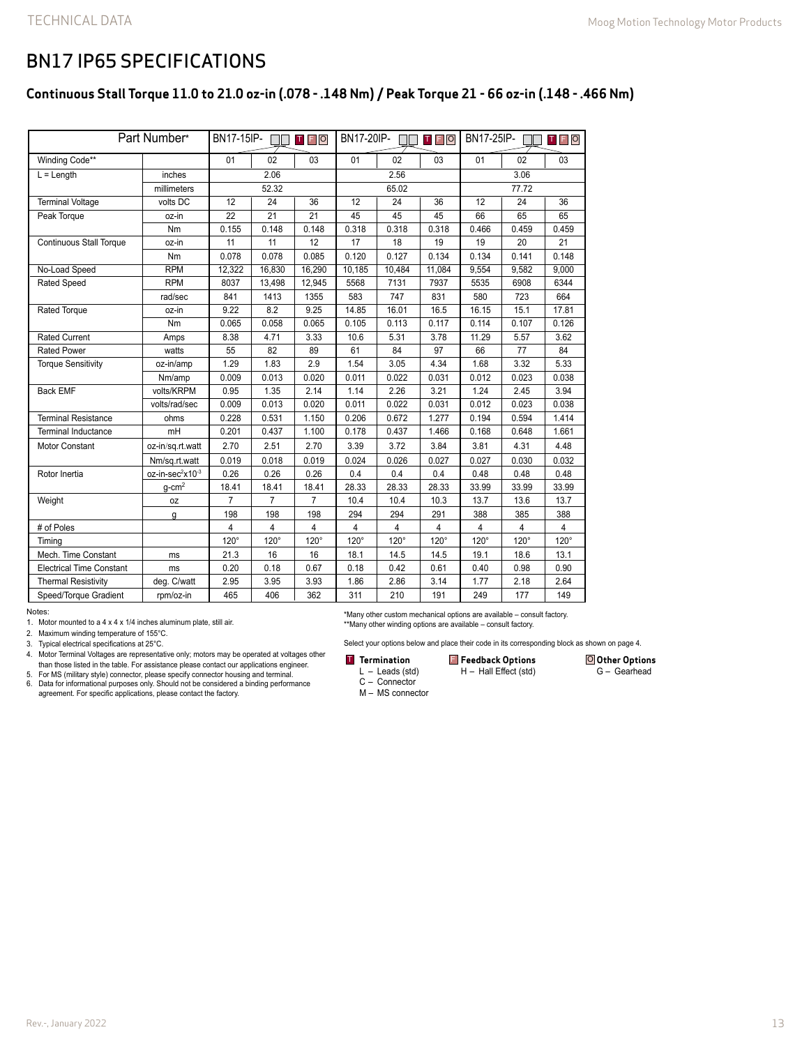# BN17 IP65 SPECIFICATIONS

## Continuous Stall Torque 11.0 to 21.0 oz-in (.078 - .148 Nm) / Peak Torque 21 - 66 oz-in (.148 - .466 Nm)

| Part Number* | | BN17-15IP- □□ T F O | | | BN17-20IP- □□ T F O | | | BN17-25IP- □□ T F O | | |
|---|---|---|---|---|---|---|---|---|---|---|
| Winding Code** | | 01 | 02 | 03 | 01 | 02 | 03 | 01 | 02 | 03 |
| L = Length | inches | 2.06 | | | 2.56 | | | 3.06 | | |
| | millimeters | 52.32 | | | 65.02 | | | 77.72 | | |
| Terminal Voltage | volts DC | 12 | 24 | 36 | 12 | 24 | 36 | 12 | 24 | 36 |
| Peak Torque | oz-in | 22 | 21 | 21 | 45 | 45 | 45 | 66 | 65 | 65 |
| | Nm | 0.155 | 0.148 | 0.148 | 0.318 | 0.318 | 0.318 | 0.466 | 0.459 | 0.459 |
| Continuous Stall Torque | oz-in | 11 | 11 | 12 | 17 | 18 | 19 | 19 | 20 | 21 |
| | Nm | 0.078 | 0.078 | 0.085 | 0.120 | 0.127 | 0.134 | 0.134 | 0.141 | 0.148 |
| No-Load Speed | RPM | 12,322 | 16,830 | 16,290 | 10,185 | 10,484 | 11,084 | 9,554 | 9,582 | 9,000 |
| Rated Speed | RPM | 8037 | 13,498 | 12,945 | 5568 | 7131 | 7937 | 5535 | 6908 | 6344 |
| | rad/sec | 841 | 1413 | 1355 | 583 | 747 | 831 | 580 | 723 | 664 |
| Rated Torque | oz-in | 9.22 | 8.2 | 9.25 | 14.85 | 16.01 | 16.5 | 16.15 | 15.1 | 17.81 |
| | Nm | 0.065 | 0.058 | 0.065 | 0.105 | 0.113 | 0.117 | 0.114 | 0.107 | 0.126 |
| Rated Current | Amps | 8.38 | 4.71 | 3.33 | 10.6 | 5.31 | 3.78 | 11.29 | 5.57 | 3.62 |
| Rated Power | watts | 55 | 82 | 89 | 61 | 84 | 97 | 66 | 77 | 84 |
| Torque Sensitivity | oz-in/amp | 1.29 | 1.83 | 2.9 | 1.54 | 3.05 | 4.34 | 1.68 | 3.32 | 5.33 |
| | Nm/amp | 0.009 | 0.013 | 0.020 | 0.011 | 0.022 | 0.031 | 0.012 | 0.023 | 0.038 |
| Back EMF | volts/KRPM | 0.95 | 1.35 | 2.14 | 1.14 | 2.26 | 3.21 | 1.24 | 2.45 | 3.94 |
| | volts/rad/sec | 0.009 | 0.013 | 0.020 | 0.011 | 0.022 | 0.031 | 0.012 | 0.023 | 0.038 |
| Terminal Resistance | ohms | 0.228 | 0.531 | 1.150 | 0.206 | 0.672 | 1.277 | 0.194 | 0.594 | 1.414 |
| Terminal Inductance | mH | 0.201 | 0.437 | 1.100 | 0.178 | 0.437 | 1.466 | 0.168 | 0.648 | 1.661 |
| Motor Constant | oz-in/sq.rt.watt | 2.70 | 2.51 | 2.70 | 3.39 | 3.72 | 3.84 | 3.81 | 4.31 | 4.48 |
| | Nm/sq.rt.watt | 0.019 | 0.018 | 0.019 | 0.024 | 0.026 | 0.027 | 0.027 | 0.030 | 0.032 |
| Rotor Inertia | oz-in-sec$^2$x10$^{-3}$ | 0.26 | 0.26 | 0.26 | 0.4 | 0.4 | 0.4 | 0.48 | 0.48 | 0.48 |
| | g-cm$^2$ | 18.41 | 18.41 | 18.41 | 28.33 | 28.33 | 28.33 | 33.99 | 33.99 | 33.99 |
| Weight | oz | 7 | 7 | 7 | 10.4 | 10.4 | 10.3 | 13.7 | 13.6 | 13.7 |
| | g | 198 | 198 | 198 | 294 | 294 | 291 | 388 | 385 | 388 |
| # of Poles | | 4 | 4 | 4 | 4 | 4 | 4 | 4 | 4 | 4 |
| Timing | | 120° | 120° | 120° | 120° | 120° | 120° | 120° | 120° | 120° |
| Mech. Time Constant | ms | 21.3 | 16 | 16 | 18.1 | 14.5 | 14.5 | 19.1 | 18.6 | 13.1 |
| Electrical Time Constant | ms | 0.20 | 0.18 | 0.67 | 0.18 | 0.42 | 0.61 | 0.40 | 0.98 | 0.90 |
| Thermal Resistivity | deg. C/watt | 2.95 | 3.95 | 3.93 | 1.86 | 2.86 | 3.14 | 1.77 | 2.18 | 2.64 |
| Speed/Torque Gradient | rpm/oz-in | 465 | 406 | 362 | 311 | 210 | 191 | 249 | 177 | 149 |

Notes:

1. Motor mounted to a 4 x 4 x 1/4 inches aluminum plate, still air.
2. Maximum winding temperature of 155°C.
3. Typical electrical specifications at 25°C.
4. Motor Terminal Voltages are representative only; motors may be operated at voltages other than those listed in the table. For assistance please contact our applications engineer.
5. For MS (military style) connector, please specify connector housing and terminal.
6. Data for informational purposes only. Should not be considered a binding performance agreement. For specific applications, please contact the factory.

*Many other custom mechanical options are available – consult factory.
**Many other winding options are available – consult factory.

Select your options below and place their code in its corresponding block as shown on page 4.

**T Termination**
- L – Leads (std)
- C – Connector
- M – MS connector

**F Feedback Options**
- H – Hall Effect (std)

**O Other Options**
- G – Gearhead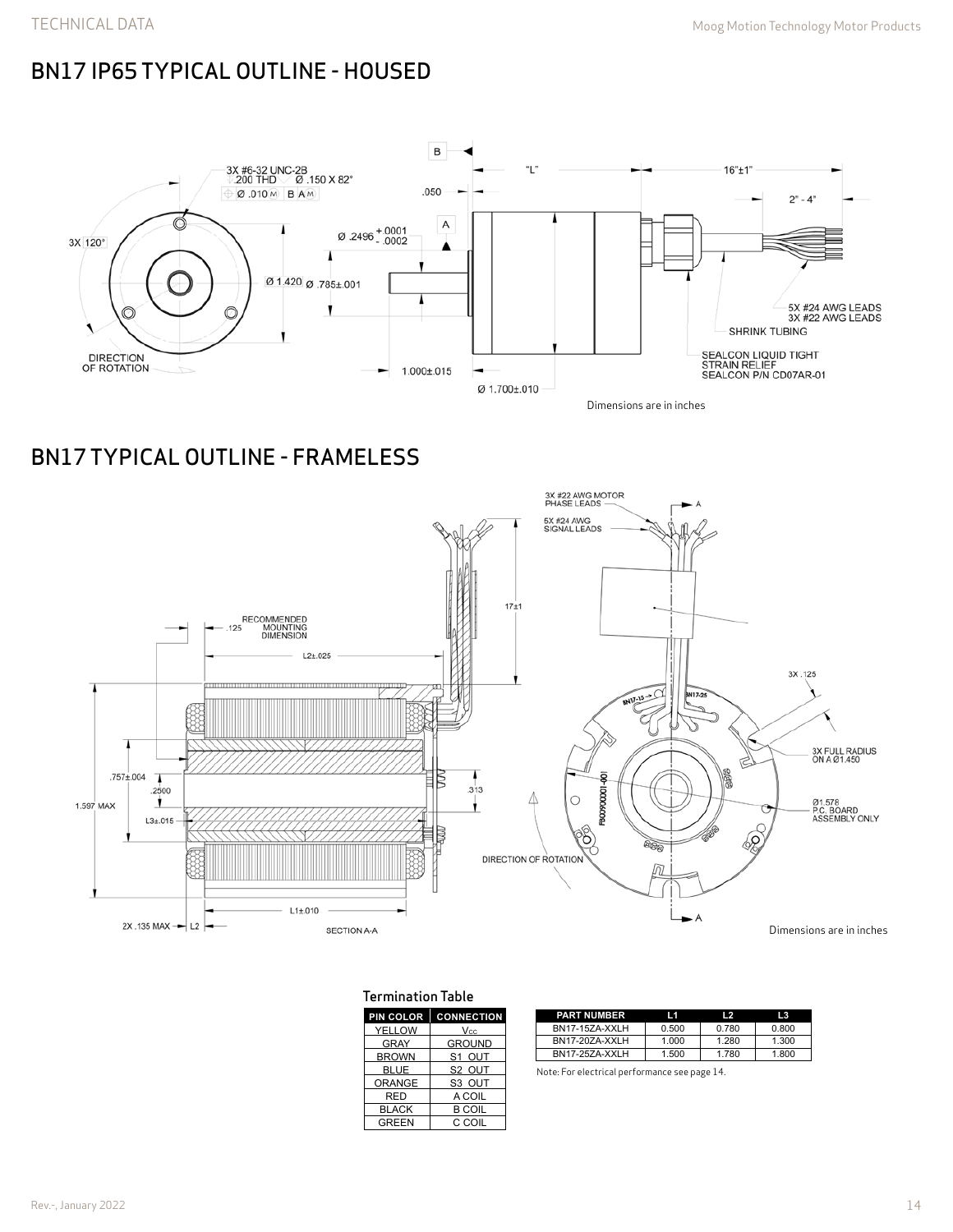## BN17 IP65 TYPICAL OUTLINE - HOUSED

Dimensions are in inches

## BN17 TYPICAL OUTLINE - FRAMELESS

Dimensions are in inches

### Termination Table

| PIN COLOR | CONNECTION |
|---|---|
| YELLOW | $V_{CC}$ |
| GRAY | GROUND |
| BROWN | S1 OUT |
| BLUE | S2 OUT |
| ORANGE | S3 OUT |
| RED | A COIL |
| BLACK | B COIL |
| GREEN | C COIL |

| PART NUMBER | L1 | L2 | L3 |
|---|---|---|---|
| BN17-15ZA-XXLH | 0.500 | 0.780 | 0.800 |
| BN17-20ZA-XXLH | 1.000 | 1.280 | 1.300 |
| BN17-25ZA-XXLH | 1.500 | 1.780 | 1.800 |

Note: For electrical performance see page 14.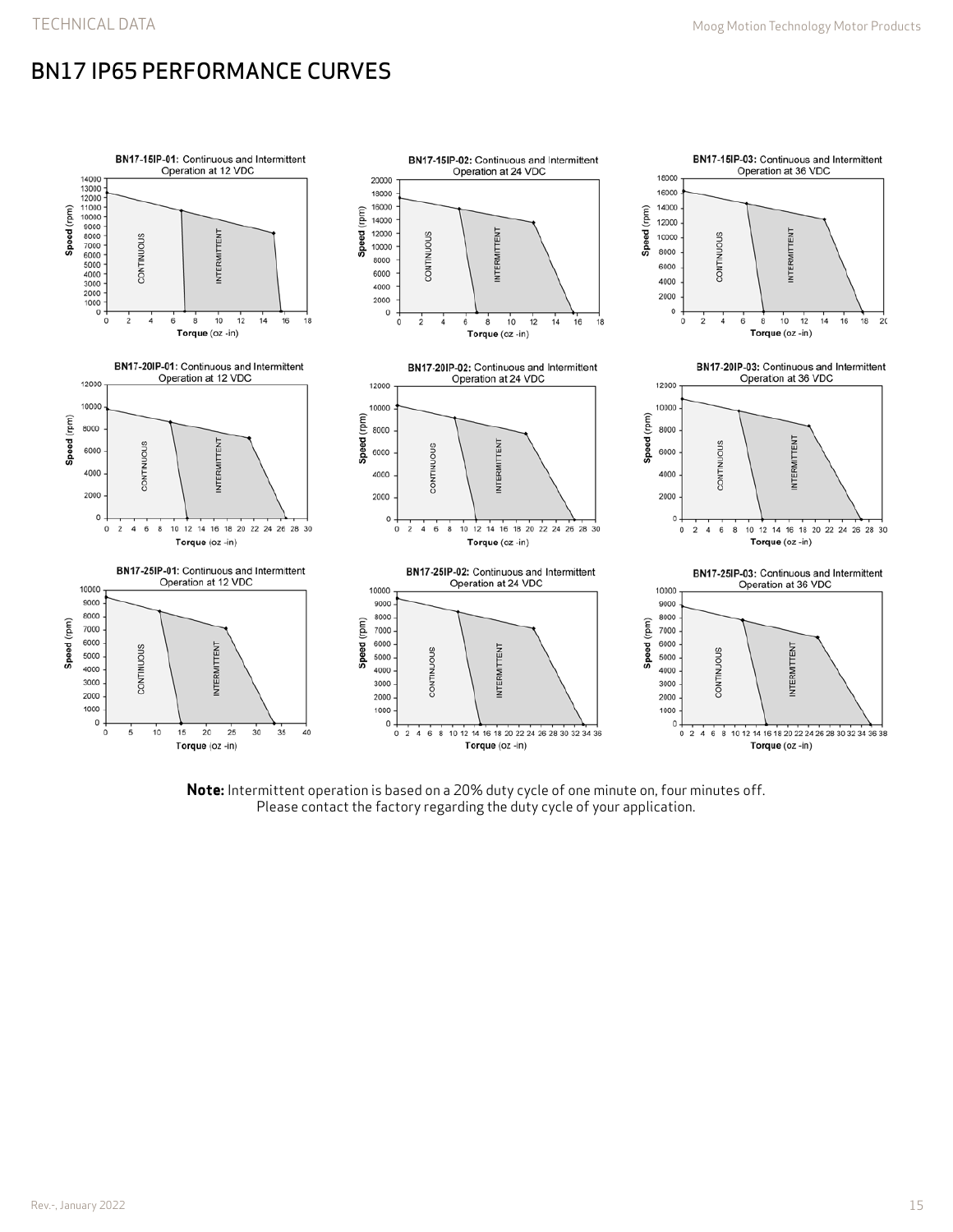# BN17 IP65 PERFORMANCE CURVES

BN17-15IP-01: Continuous and Intermittent Operation at 12 VDC

Speed (rpm)
Torque (oz -in)
CONTINUOUS
INTERMITTENT

BN17-15IP-02: Continuous and Intermittent Operation at 24 VDC

Speed (rpm)
Torque (oz -in)
CONTINUOUS
INTERMITTENT

BN17-15IP-03: Continuous and Intermittent Operation at 36 VDC

Speed (rpm)
Torque (oz -in)
CONTINUOUS
INTERMITTENT

BN17-20IP-01: Continuous and Intermittent Operation at 12 VDC

Speed (rpm)
Torque (oz -in)
CONTINUOUS
INTERMITTENT

BN17-20IP-02: Continuous and Intermittent Operation at 24 VDC

Speed (rpm)
Torque (oz -in)
CONTINUOUS
INTERMITTENT

BN17-20IP-03: Continuous and Intermittent Operation at 36 VDC

Speed (rpm)
Torque (oz -in)
CONTINUOUS
INTERMITTENT

BN17-25IP-01: Continuous and Intermittent Operation at 12 VDC

Speed (rpm)
Torque (oz -in)
CONTINUOUS
INTERMITTENT

BN17-25IP-02: Continuous and Intermittent Operation at 24 VDC

Speed (rpm)
Torque (oz -in)
CONTINUOUS
INTERMITTENT

BN17-25IP-03: Continuous and Intermittent Operation at 36 VDC

Speed (rpm)
Torque (oz -in)
CONTINUOUS
INTERMITTENT

**Note:** Intermittent operation is based on a 20% duty cycle of one minute on, four minutes off. Please contact the factory regarding the duty cycle of your application.